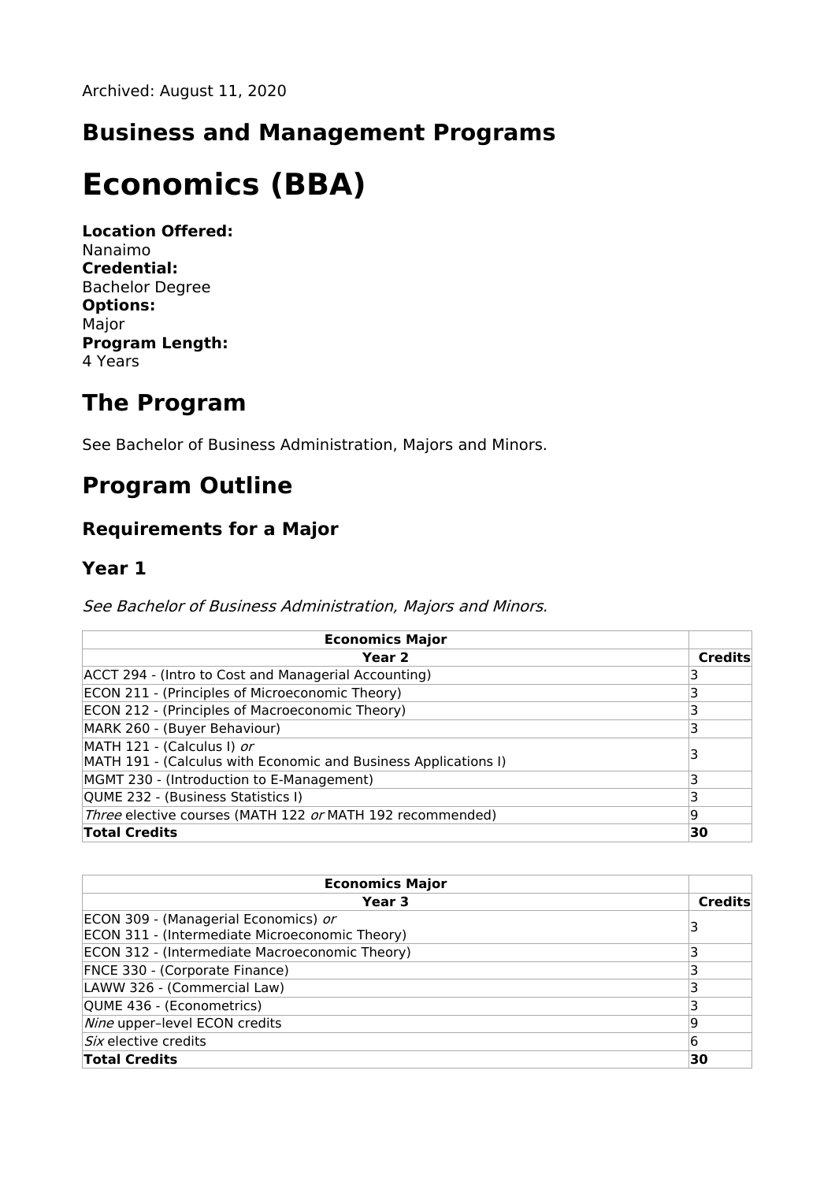Archived: August 11, 2020

## Business and Management Programs

# Economics (BBA)

**Location Offered:**
Nanaimo
**Credential:**
Bachelor Degree
**Options:**
Major
**Program Length:**
4 Years

## The Program

See Bachelor of Business Administration, Majors and Minors.

## Program Outline

### Requirements for a Major

### Year 1

*See Bachelor of Business Administration, Majors and Minors.*

| **Economics Major** | |
|---|---|
| **Year 2** | **Credits** |
| ACCT 294 - (Intro to Cost and Managerial Accounting) | 3 |
| ECON 211 - (Principles of Microeconomic Theory) | 3 |
| ECON 212 - (Principles of Macroeconomic Theory) | 3 |
| MARK 260 - (Buyer Behaviour) | 3 |
| MATH 121 - (Calculus I) *or* MATH 191 - (Calculus with Economic and Business Applications I) | 3 |
| MGMT 230 - (Introduction to E-Management) | 3 |
| QUME 232 - (Business Statistics I) | 3 |
| *Three* elective courses (MATH 122 *or* MATH 192 recommended) | 9 |
| **Total Credits** | **30** |

| **Economics Major** | |
|---|---|
| **Year 3** | **Credits** |
| ECON 309 - (Managerial Economics) *or* ECON 311 - (Intermediate Microeconomic Theory) | 3 |
| ECON 312 - (Intermediate Macroeconomic Theory) | 3 |
| FNCE 330 - (Corporate Finance) | 3 |
| LAWW 326 - (Commercial Law) | 3 |
| QUME 436 - (Econometrics) | 3 |
| *Nine* upper–level ECON credits | 9 |
| *Six* elective credits | 6 |
| **Total Credits** | **30** |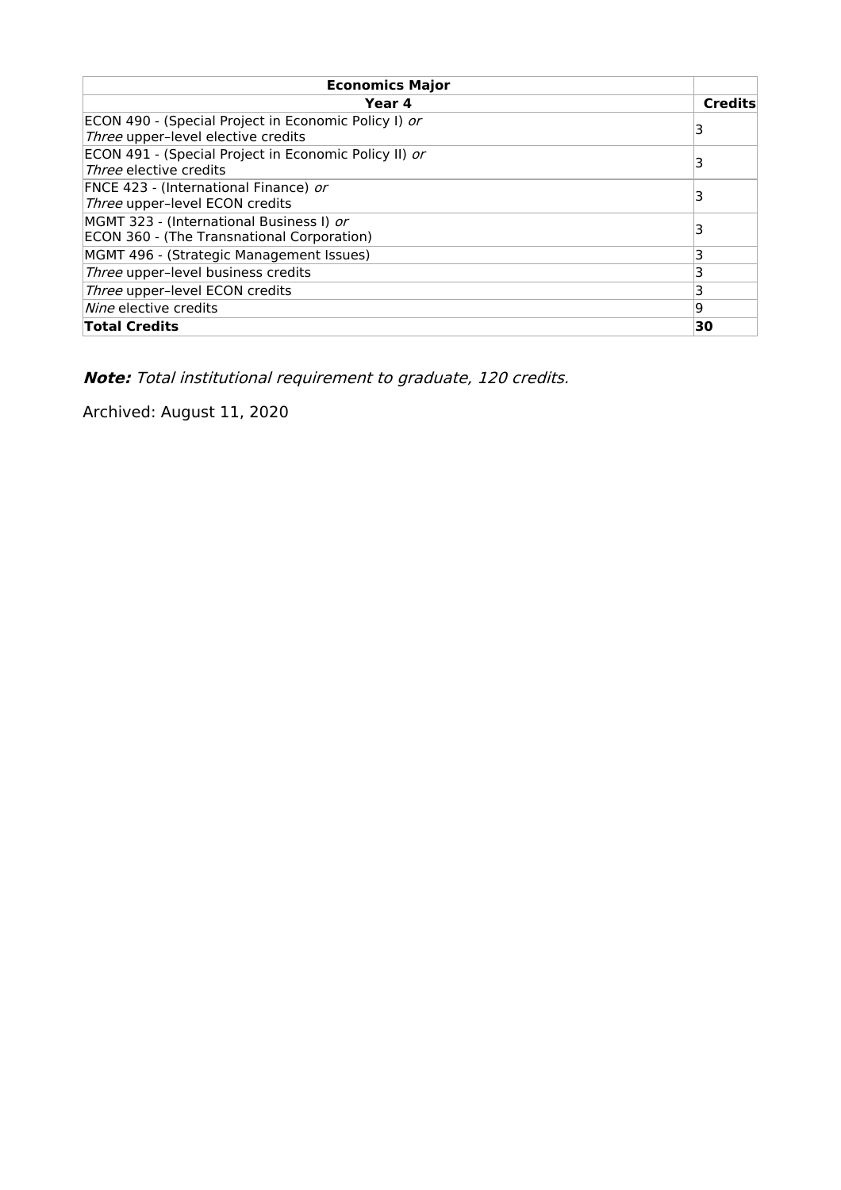| Economics Major | |
|---|---|
| **Year 4** | **Credits** |
| ECON 490 - (Special Project in Economic Policy I) *or* *Three* upper–level elective credits | 3 |
| ECON 491 - (Special Project in Economic Policy II) *or* *Three* elective credits | 3 |
| FNCE 423 - (International Finance) *or* *Three* upper–level ECON credits | 3 |
| MGMT 323 - (International Business I) *or* ECON 360 - (The Transnational Corporation) | 3 |
| MGMT 496 - (Strategic Management Issues) | 3 |
| *Three* upper–level business credits | 3 |
| *Three* upper–level ECON credits | 3 |
| *Nine* elective credits | 9 |
| **Total Credits** | **30** |

***Note:*** *Total institutional requirement to graduate, 120 credits.*

Archived: August 11, 2020